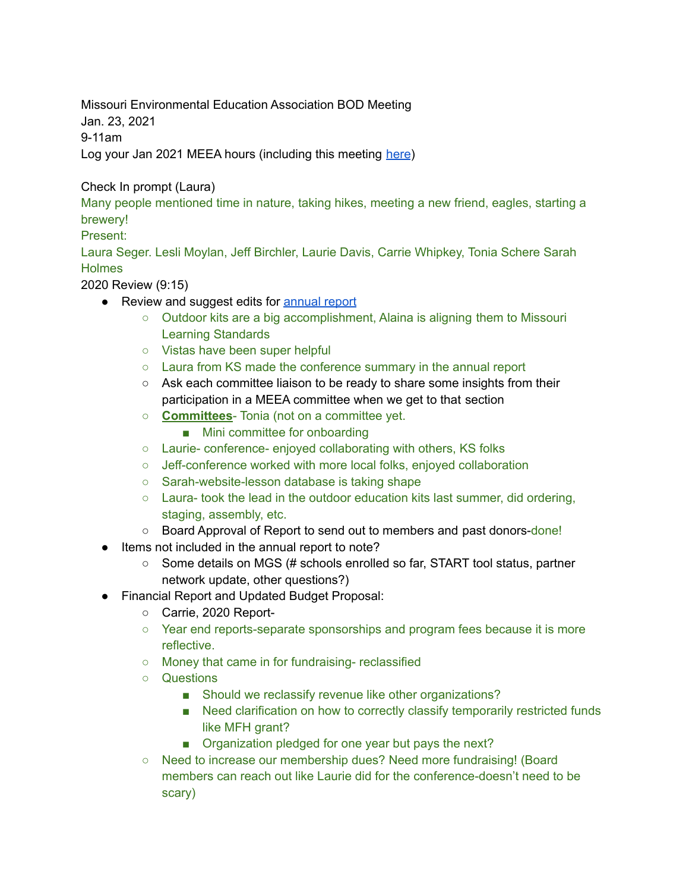Missouri Environmental Education Association BOD Meeting
Jan. 23, 2021
9-11am
Log your Jan 2021 MEEA hours (including this meeting here)

Check In prompt (Laura)
Many people mentioned time in nature, taking hikes, meeting a new friend, eagles, starting a brewery!
Present:
Laura Seger. Lesli Moylan, Jeff Birchler, Laurie Davis, Carrie Whipkey, Tonia Schere Sarah Holmes
2020 Review (9:15)

- Review and suggest edits for annual report
  - Outdoor kits are a big accomplishment, Alaina is aligning them to Missouri Learning Standards
  - Vistas have been super helpful
  - Laura from KS made the conference summary in the annual report
  - Ask each committee liaison to be ready to share some insights from their participation in a MEEA committee when we get to that section
  - **Committees**- Tonia (not on a committee yet.
    - Mini committee for onboarding
  - Laurie- conference- enjoyed collaborating with others, KS folks
  - Jeff-conference worked with more local folks, enjoyed collaboration
  - Sarah-website-lesson database is taking shape
  - Laura- took the lead in the outdoor education kits last summer, did ordering, staging, assembly, etc.
  - Board Approval of Report to send out to members and past donors-done!
- Items not included in the annual report to note?
  - Some details on MGS (# schools enrolled so far, START tool status, partner network update, other questions?)
- Financial Report and Updated Budget Proposal:
  - Carrie, 2020 Report-
  - Year end reports-separate sponsorships and program fees because it is more reflective.
  - Money that came in for fundraising- reclassified
  - Questions
    - Should we reclassify revenue like other organizations?
    - Need clarification on how to correctly classify temporarily restricted funds like MFH grant?
    - Organization pledged for one year but pays the next?
  - Need to increase our membership dues? Need more fundraising! (Board members can reach out like Laurie did for the conference-doesn't need to be scary)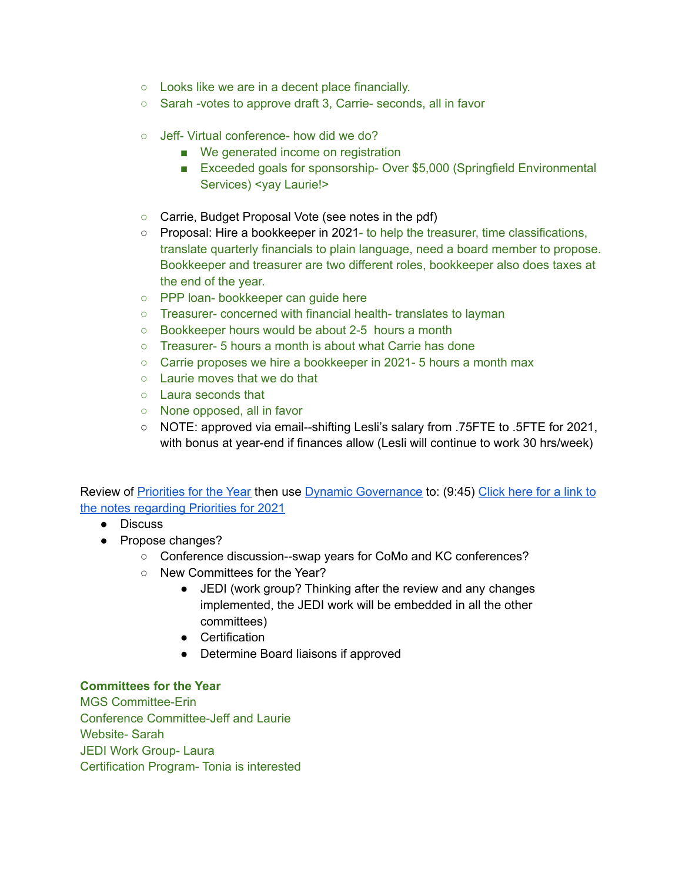- Looks like we are in a decent place financially.
- Sarah -votes to approve draft 3, Carrie- seconds, all in favor

- Jeff- Virtual conference- how did we do?
  - We generated income on registration
  - Exceeded goals for sponsorship- Over $5,000 (Springfield Environmental Services) <yay Laurie!>

- Carrie, Budget Proposal Vote (see notes in the pdf)
- Proposal: Hire a bookkeeper in 2021- to help the treasurer, time classifications, translate quarterly financials to plain language, need a board member to propose. Bookkeeper and treasurer are two different roles, bookkeeper also does taxes at the end of the year.
- PPP loan- bookkeeper can guide here
- Treasurer- concerned with financial health- translates to layman
- Bookkeeper hours would be about 2-5  hours a month
- Treasurer- 5 hours a month is about what Carrie has done
- Carrie proposes we hire a bookkeeper in 2021- 5 hours a month max
- Laurie moves that we do that
- Laura seconds that
- None opposed, all in favor
- NOTE: approved via email--shifting Lesli's salary from .75FTE to .5FTE for 2021, with bonus at year-end if finances allow (Lesli will continue to work 30 hrs/week)

Review of Priorities for the Year then use Dynamic Governance to: (9:45) Click here for a link to the notes regarding Priorities for 2021

- Discuss
- Propose changes?
  - Conference discussion--swap years for CoMo and KC conferences?
  - New Committees for the Year?
    - JEDI (work group? Thinking after the review and any changes implemented, the JEDI work will be embedded in all the other committees)
    - Certification
    - Determine Board liaisons if approved

**Committees for the Year**

MGS Committee-Erin

Conference Committee-Jeff and Laurie

Website- Sarah

JEDI Work Group- Laura

Certification Program- Tonia is interested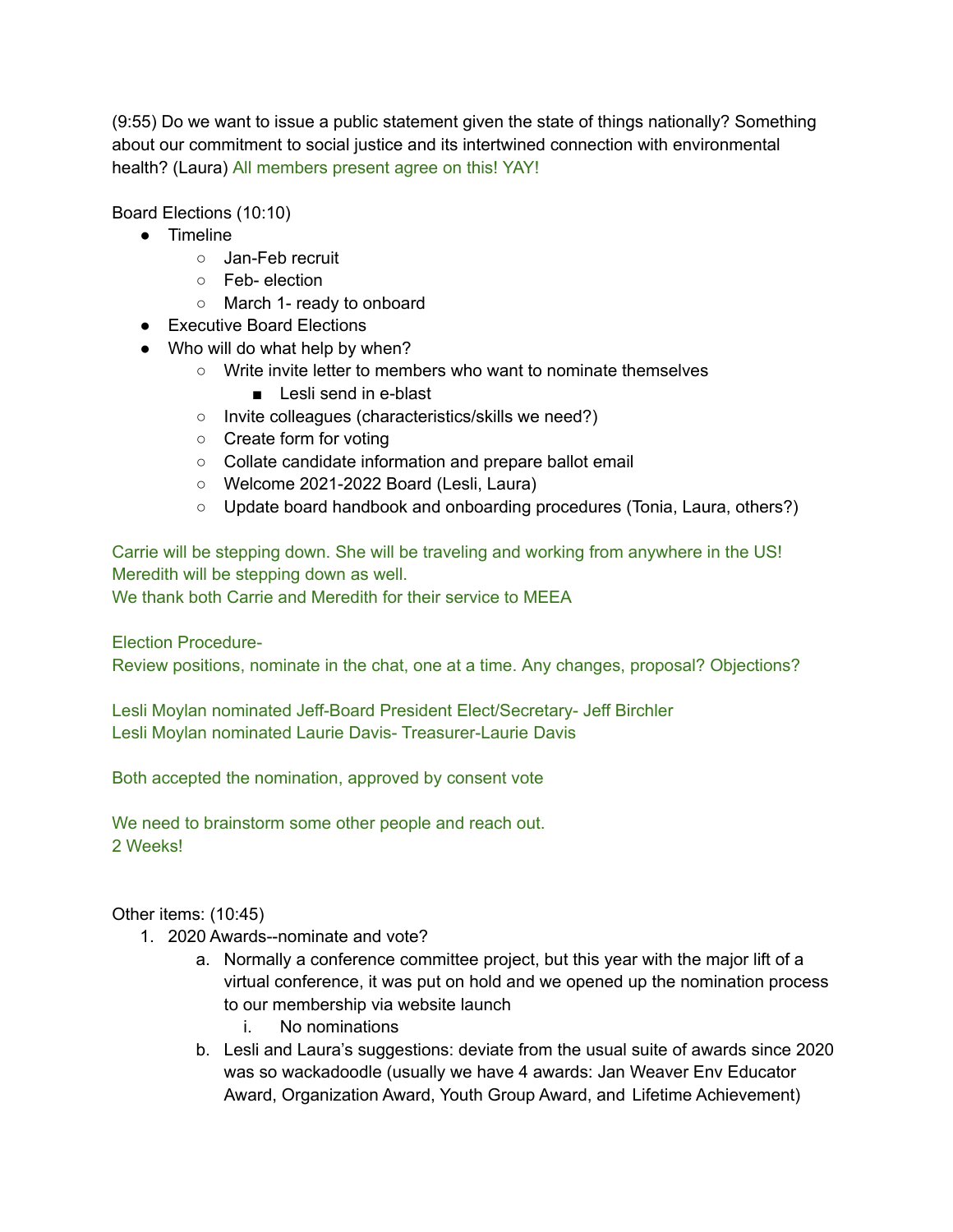(9:55) Do we want to issue a public statement given the state of things nationally? Something about our commitment to social justice and its intertwined connection with environmental health? (Laura) All members present agree on this! YAY!

Board Elections (10:10)

- Timeline
  - Jan-Feb recruit
  - Feb- election
  - March 1- ready to onboard
- Executive Board Elections
- Who will do what help by when?
  - Write invite letter to members who want to nominate themselves
    - Lesli send in e-blast
  - Invite colleagues (characteristics/skills we need?)
  - Create form for voting
  - Collate candidate information and prepare ballot email
  - Welcome 2021-2022 Board (Lesli, Laura)
  - Update board handbook and onboarding procedures (Tonia, Laura, others?)

Carrie will be stepping down. She will be traveling and working from anywhere in the US!
Meredith will be stepping down as well.
We thank both Carrie and Meredith for their service to MEEA

Election Procedure-
Review positions, nominate in the chat, one at a time. Any changes, proposal? Objections?

Lesli Moylan nominated Jeff-Board President Elect/Secretary- Jeff Birchler
Lesli Moylan nominated Laurie Davis- Treasurer-Laurie Davis

Both accepted the nomination, approved by consent vote

We need to brainstorm some other people and reach out.
2 Weeks!

Other items: (10:45)

1. 2020 Awards--nominate and vote?
   a. Normally a conference committee project, but this year with the major lift of a virtual conference, it was put on hold and we opened up the nomination process to our membership via website launch
      i. No nominations
   b. Lesli and Laura's suggestions: deviate from the usual suite of awards since 2020 was so wackadoodle (usually we have 4 awards: Jan Weaver Env Educator Award, Organization Award, Youth Group Award, and Lifetime Achievement)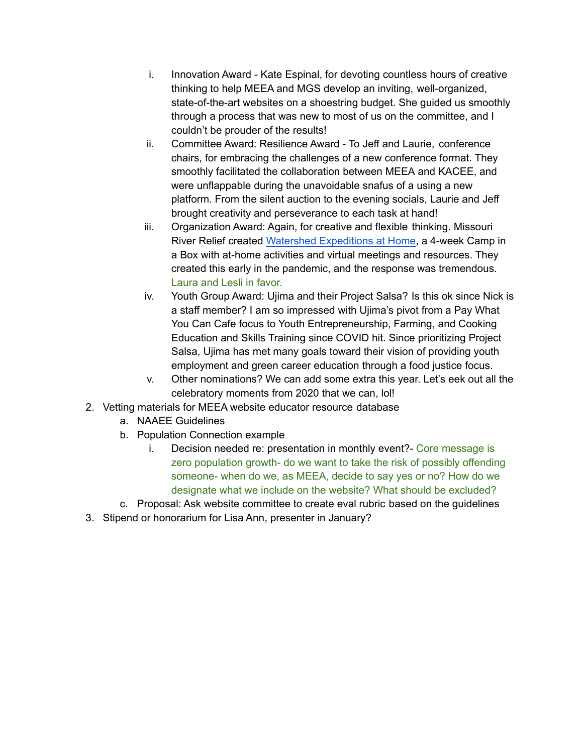i. Innovation Award - Kate Espinal, for devoting countless hours of creative thinking to help MEEA and MGS develop an inviting, well-organized, state-of-the-art websites on a shoestring budget. She guided us smoothly through a process that was new to most of us on the committee, and I couldn't be prouder of the results!
  ii. Committee Award: Resilience Award - To Jeff and Laurie, conference chairs, for embracing the challenges of a new conference format. They smoothly facilitated the collaboration between MEEA and KACEE, and were unflappable during the unavoidable snafus of a using a new platform. From the silent auction to the evening socials, Laurie and Jeff brought creativity and perseverance to each task at hand!
  iii. Organization Award: Again, for creative and flexible thinking. Missouri River Relief created [Watershed Expeditions at Home](), a 4-week Camp in a Box with at-home activities and virtual meetings and resources. They created this early in the pandemic, and the response was tremendous. Laura and Lesli in favor.
  iv. Youth Group Award: Ujima and their Project Salsa? Is this ok since Nick is a staff member? I am so impressed with Ujima's pivot from a Pay What You Can Cafe focus to Youth Entrepreneurship, Farming, and Cooking Education and Skills Training since COVID hit. Since prioritizing Project Salsa, Ujima has met many goals toward their vision of providing youth employment and green career education through a food justice focus.
  v. Other nominations? We can add some extra this year. Let's eek out all the celebratory moments from 2020 that we can, lol!

2. Vetting materials for MEEA website educator resource database
   a. NAAEE Guidelines
   b. Population Connection example
      i. Decision needed re: presentation in monthly event?- Core message is zero population growth- do we want to take the risk of possibly offending someone- when do we, as MEEA, decide to say yes or no? How do we designate what we include on the website? What should be excluded?
   c. Proposal: Ask website committee to create eval rubric based on the guidelines
3. Stipend or honorarium for Lisa Ann, presenter in January?